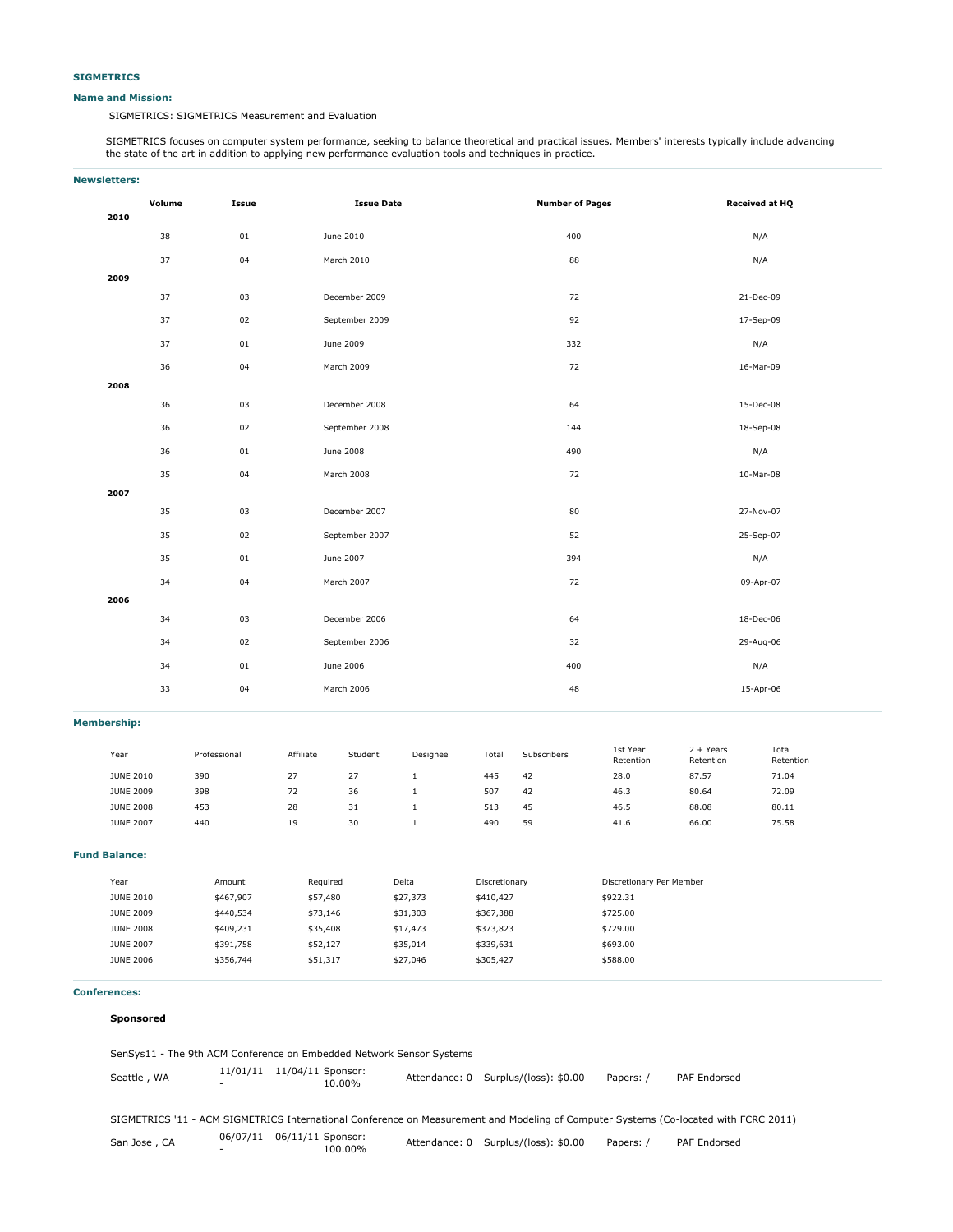### SIGMETRICS

#### Name and Mission:

SIGMETRICS: SIGMETRICS Measurement and Evaluation

SIGMETRICS focuses on computer system performance, seeking to balance theoretical and practical issues. Members' interests typically include advancing the state of the art in addition to applying new performance evaluation tools and techniques in practice.

#### Newsletters:

| | Volume | Issue | Issue Date | Number of Pages | Received at HQ |
|---|---|---|---|---|---|
| **2010** | | | | | |
| | 38 | 01 | June 2010 | 400 | N/A |
| | 37 | 04 | March 2010 | 88 | N/A |
| **2009** | | | | | |
| | 37 | 03 | December 2009 | 72 | 21-Dec-09 |
| | 37 | 02 | September 2009 | 92 | 17-Sep-09 |
| | 37 | 01 | June 2009 | 332 | N/A |
| | 36 | 04 | March 2009 | 72 | 16-Mar-09 |
| **2008** | | | | | |
| | 36 | 03 | December 2008 | 64 | 15-Dec-08 |
| | 36 | 02 | September 2008 | 144 | 18-Sep-08 |
| | 36 | 01 | June 2008 | 490 | N/A |
| | 35 | 04 | March 2008 | 72 | 10-Mar-08 |
| **2007** | | | | | |
| | 35 | 03 | December 2007 | 80 | 27-Nov-07 |
| | 35 | 02 | September 2007 | 52 | 25-Sep-07 |
| | 35 | 01 | June 2007 | 394 | N/A |
| | 34 | 04 | March 2007 | 72 | 09-Apr-07 |
| **2006** | | | | | |
| | 34 | 03 | December 2006 | 64 | 18-Dec-06 |
| | 34 | 02 | September 2006 | 32 | 29-Aug-06 |
| | 34 | 01 | June 2006 | 400 | N/A |
| | 33 | 04 | March 2006 | 48 | 15-Apr-06 |

#### Membership:

| Year | Professional | Affiliate | Student | Designee | Total | Subscribers | 1st Year Retention | 2 + Years Retention | Total Retention |
|---|---|---|---|---|---|---|---|---|---|
| JUNE 2010 | 390 | 27 | 27 | 1 | 445 | 42 | 28.0 | 87.57 | 71.04 |
| JUNE 2009 | 398 | 72 | 36 | 1 | 507 | 42 | 46.3 | 80.64 | 72.09 |
| JUNE 2008 | 453 | 28 | 31 | 1 | 513 | 45 | 46.5 | 88.08 | 80.11 |
| JUNE 2007 | 440 | 19 | 30 | 1 | 490 | 59 | 41.6 | 66.00 | 75.58 |

#### Fund Balance:

| Year | Amount | Required | Delta | Discretionary | Discretionary Per Member |
|---|---|---|---|---|---|
| JUNE 2010 | $467,907 | $57,480 | $27,373 | $410,427 | $922.31 |
| JUNE 2009 | $440,534 | $73,146 | $31,303 | $367,388 | $725.00 |
| JUNE 2008 | $409,231 | $35,408 | $17,473 | $373,823 | $729.00 |
| JUNE 2007 | $391,758 | $52,127 | $35,014 | $339,631 | $693.00 |
| JUNE 2006 | $356,744 | $51,317 | $27,046 | $305,427 | $588.00 |

#### Conferences:

**Sponsored**

SenSys11 - The 9th ACM Conference on Embedded Network Sensor Systems

| Seattle , WA | 11/01/11 - | 11/04/11 | Sponsor: 10.00% | Attendance: 0 | Surplus/(loss): $0.00 | Papers: / | PAF Endorsed |
|---|---|---|---|---|---|---|---|

SIGMETRICS '11 - ACM SIGMETRICS International Conference on Measurement and Modeling of Computer Systems (Co-located with FCRC 2011)

| San Jose , CA | 06/07/11 - | 06/11/11 | Sponsor: 100.00% | Attendance: 0 | Surplus/(loss): $0.00 | Papers: / | PAF Endorsed |
|---|---|---|---|---|---|---|---|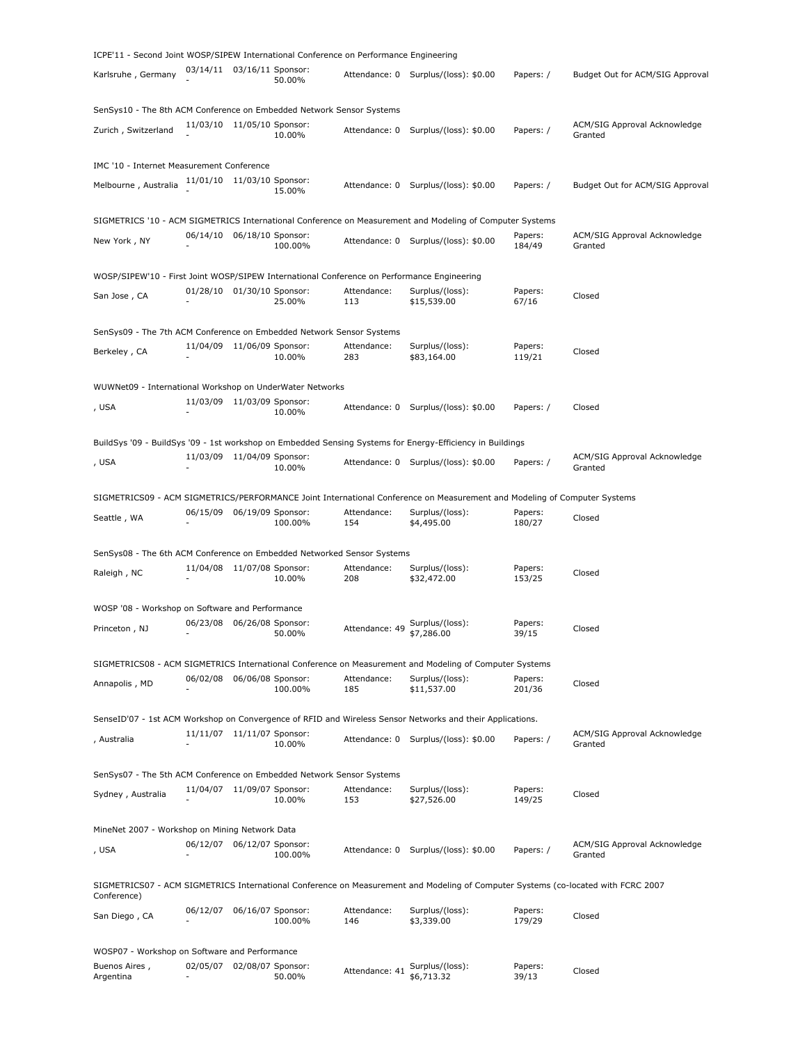ICPE'11 - Second Joint WOSP/SIPEW International Conference on Performance Engineering

| Karlsruhe , Germany | 03/14/11 - | 03/16/11 | Sponsor: 50.00% | Attendance: 0 | Surplus/(loss): $0.00 | Papers: / | Budget Out for ACM/SIG Approval |
|---|---|---|---|---|---|---|---|

SenSys10 - The 8th ACM Conference on Embedded Network Sensor Systems

| Zurich , Switzerland | 11/03/10 - | 11/05/10 | Sponsor: 10.00% | Attendance: 0 | Surplus/(loss): $0.00 | Papers: / | ACM/SIG Approval Acknowledge Granted |
|---|---|---|---|---|---|---|---|

IMC '10 - Internet Measurement Conference

| Melbourne , Australia | 11/01/10 - | 11/03/10 | Sponsor: 15.00% | Attendance: 0 | Surplus/(loss): $0.00 | Papers: / | Budget Out for ACM/SIG Approval |
|---|---|---|---|---|---|---|---|

SIGMETRICS '10 - ACM SIGMETRICS International Conference on Measurement and Modeling of Computer Systems

| New York , NY | 06/14/10 - | 06/18/10 | Sponsor: 100.00% | Attendance: 0 | Surplus/(loss): $0.00 | Papers: 184/49 | ACM/SIG Approval Acknowledge Granted |
|---|---|---|---|---|---|---|---|

WOSP/SIPEW'10 - First Joint WOSP/SIPEW International Conference on Performance Engineering

| San Jose , CA | 01/28/10 - | 01/30/10 | Sponsor: 25.00% | Attendance: 113 | Surplus/(loss): $15,539.00 | Papers: 67/16 | Closed |
|---|---|---|---|---|---|---|---|

SenSys09 - The 7th ACM Conference on Embedded Network Sensor Systems

| Berkeley , CA | 11/04/09 - | 11/06/09 | Sponsor: 10.00% | Attendance: 283 | Surplus/(loss): $83,164.00 | Papers: 119/21 | Closed |
|---|---|---|---|---|---|---|---|

WUWNet09 - International Workshop on UnderWater Networks

| , USA | 11/03/09 - | 11/03/09 | Sponsor: 10.00% | Attendance: 0 | Surplus/(loss): $0.00 | Papers: / | Closed |
|---|---|---|---|---|---|---|---|

BuildSys '09 - BuildSys '09 - 1st workshop on Embedded Sensing Systems for Energy-Efficiency in Buildings

| , USA | 11/03/09 - | 11/04/09 | Sponsor: 10.00% | Attendance: 0 | Surplus/(loss): $0.00 | Papers: / | ACM/SIG Approval Acknowledge Granted |
|---|---|---|---|---|---|---|---|

SIGMETRICS09 - ACM SIGMETRICS/PERFORMANCE Joint International Conference on Measurement and Modeling of Computer Systems

| Seattle , WA | 06/15/09 - | 06/19/09 | Sponsor: 100.00% | Attendance: 154 | Surplus/(loss): $4,495.00 | Papers: 180/27 | Closed |
|---|---|---|---|---|---|---|---|

SenSys08 - The 6th ACM Conference on Embedded Networked Sensor Systems

| Raleigh , NC | 11/04/08 - | 11/07/08 | Sponsor: 10.00% | Attendance: 208 | Surplus/(loss): $32,472.00 | Papers: 153/25 | Closed |
|---|---|---|---|---|---|---|---|

WOSP '08 - Workshop on Software and Performance

| Princeton , NJ | 06/23/08 - | 06/26/08 | Sponsor: 50.00% | Attendance: 49 | Surplus/(loss): $7,286.00 | Papers: 39/15 | Closed |
|---|---|---|---|---|---|---|---|

SIGMETRICS08 - ACM SIGMETRICS International Conference on Measurement and Modeling of Computer Systems

| Annapolis , MD | 06/02/08 - | 06/06/08 | Sponsor: 100.00% | Attendance: 185 | Surplus/(loss): $11,537.00 | Papers: 201/36 | Closed |
|---|---|---|---|---|---|---|---|

SenseID'07 - 1st ACM Workshop on Convergence of RFID and Wireless Sensor Networks and their Applications.

| , Australia | 11/11/07 - | 11/11/07 | Sponsor: 10.00% | Attendance: 0 | Surplus/(loss): $0.00 | Papers: / | ACM/SIG Approval Acknowledge Granted |
|---|---|---|---|---|---|---|---|

SenSys07 - The 5th ACM Conference on Embedded Network Sensor Systems

| Sydney , Australia | 11/04/07 - | 11/09/07 | Sponsor: 10.00% | Attendance: 153 | Surplus/(loss): $27,526.00 | Papers: 149/25 | Closed |
|---|---|---|---|---|---|---|---|

MineNet 2007 - Workshop on Mining Network Data

| , USA | 06/12/07 - | 06/12/07 | Sponsor: 100.00% | Attendance: 0 | Surplus/(loss): $0.00 | Papers: / | ACM/SIG Approval Acknowledge Granted |
|---|---|---|---|---|---|---|---|

SIGMETRICS07 - ACM SIGMETRICS International Conference on Measurement and Modeling of Computer Systems (co-located with FCRC 2007 Conference)

| San Diego , CA | 06/12/07 - | 06/16/07 | Sponsor: 100.00% | Attendance: 146 | Surplus/(loss): $3,339.00 | Papers: 179/29 | Closed |
|---|---|---|---|---|---|---|---|

WOSP07 - Workshop on Software and Performance

| Buenos Aires , Argentina | 02/05/07 - | 02/08/07 | Sponsor: 50.00% | Attendance: 41 | Surplus/(loss): $6,713.32 | Papers: 39/13 | Closed |
|---|---|---|---|---|---|---|---|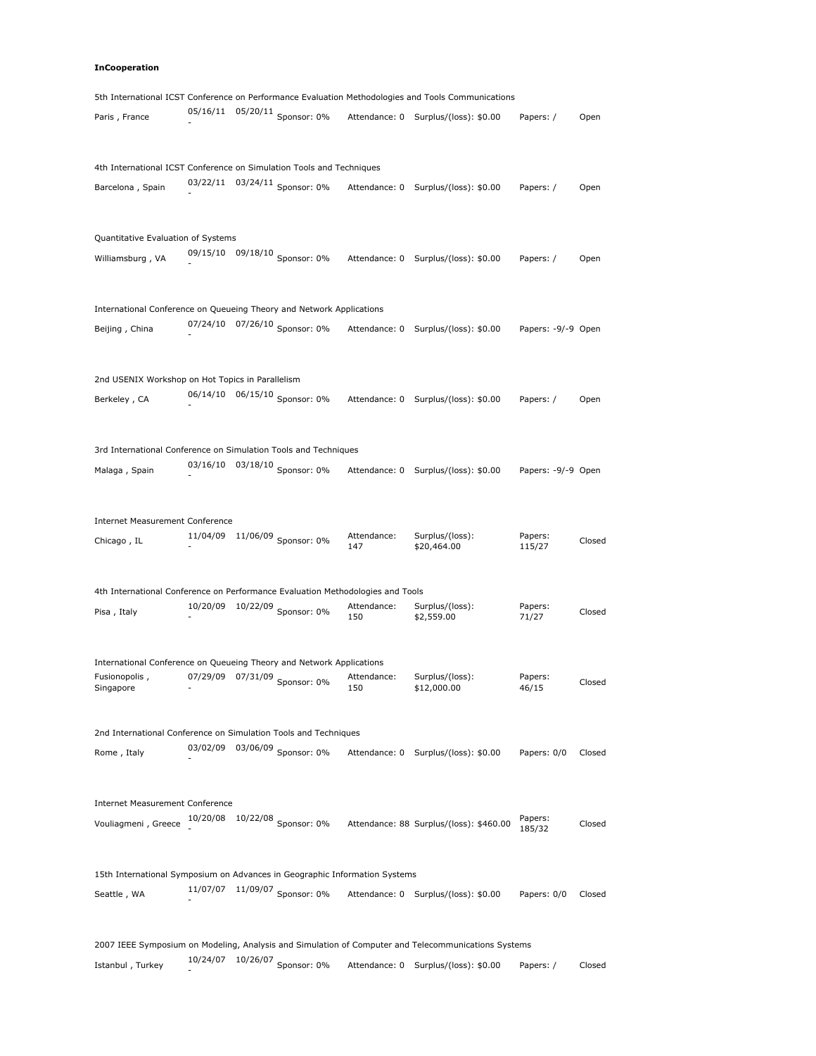**InCooperation**

5th International ICST Conference on Performance Evaluation Methodologies and Tools Communications

| Paris , France | 05/16/11 - 05/20/11 | Sponsor: 0% | Attendance: 0 | Surplus/(loss): $0.00 | Papers: / | Open |
|---|---|---|---|---|---|---|

4th International ICST Conference on Simulation Tools and Techniques

| Barcelona , Spain | 03/22/11 - 03/24/11 | Sponsor: 0% | Attendance: 0 | Surplus/(loss): $0.00 | Papers: / | Open |
|---|---|---|---|---|---|---|

Quantitative Evaluation of Systems

| Williamsburg , VA | 09/15/10 - 09/18/10 | Sponsor: 0% | Attendance: 0 | Surplus/(loss): $0.00 | Papers: / | Open |
|---|---|---|---|---|---|---|

International Conference on Queueing Theory and Network Applications

| Beijing , China | 07/24/10 - 07/26/10 | Sponsor: 0% | Attendance: 0 | Surplus/(loss): $0.00 | Papers: -9/-9 | Open |
|---|---|---|---|---|---|---|

2nd USENIX Workshop on Hot Topics in Parallelism

| Berkeley , CA | 06/14/10 - 06/15/10 | Sponsor: 0% | Attendance: 0 | Surplus/(loss): $0.00 | Papers: / | Open |
|---|---|---|---|---|---|---|

3rd International Conference on Simulation Tools and Techniques

| Malaga , Spain | 03/16/10 - 03/18/10 | Sponsor: 0% | Attendance: 0 | Surplus/(loss): $0.00 | Papers: -9/-9 | Open |
|---|---|---|---|---|---|---|

Internet Measurement Conference

| Chicago , IL | 11/04/09 - 11/06/09 | Sponsor: 0% | Attendance: 147 | Surplus/(loss): $20,464.00 | Papers: 115/27 | Closed |
|---|---|---|---|---|---|---|

4th International Conference on Performance Evaluation Methodologies and Tools

| Pisa , Italy | 10/20/09 - 10/22/09 | Sponsor: 0% | Attendance: 150 | Surplus/(loss): $2,559.00 | Papers: 71/27 | Closed |
|---|---|---|---|---|---|---|

International Conference on Queueing Theory and Network Applications

| Fusionopolis , Singapore | 07/29/09 - 07/31/09 | Sponsor: 0% | Attendance: 150 | Surplus/(loss): $12,000.00 | Papers: 46/15 | Closed |
|---|---|---|---|---|---|---|

2nd International Conference on Simulation Tools and Techniques

| Rome , Italy | 03/02/09 - 03/06/09 | Sponsor: 0% | Attendance: 0 | Surplus/(loss): $0.00 | Papers: 0/0 | Closed |
|---|---|---|---|---|---|---|

Internet Measurement Conference

| Vouliagmeni , Greece | 10/20/08 - 10/22/08 | Sponsor: 0% | Attendance: 88 | Surplus/(loss): $460.00 | Papers: 185/32 | Closed |
|---|---|---|---|---|---|---|

15th International Symposium on Advances in Geographic Information Systems

| Seattle , WA | 11/07/07 - 11/09/07 | Sponsor: 0% | Attendance: 0 | Surplus/(loss): $0.00 | Papers: 0/0 | Closed |
|---|---|---|---|---|---|---|

2007 IEEE Symposium on Modeling, Analysis and Simulation of Computer and Telecommunications Systems

| Istanbul , Turkey | 10/24/07 - 10/26/07 | Sponsor: 0% | Attendance: 0 | Surplus/(loss): $0.00 | Papers: / | Closed |
|---|---|---|---|---|---|---|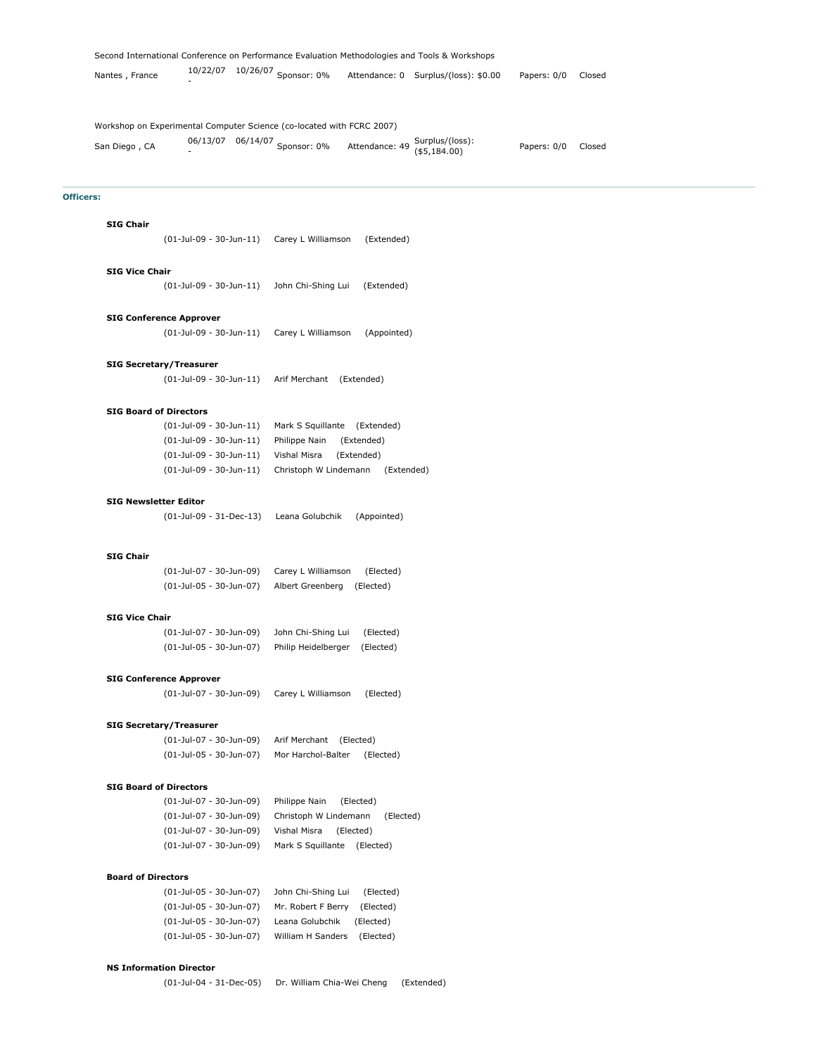Second International Conference on Performance Evaluation Methodologies and Tools & Workshops

| Nantes , France | 10/22/07 - 10/26/07 | Sponsor: 0% | Attendance: 0 | Surplus/(loss): $0.00 | Papers: 0/0 | Closed |
|---|---|---|---|---|---|---|

Workshop on Experimental Computer Science (co-located with FCRC 2007)

| San Diego , CA | 06/13/07 - 06/14/07 | Sponsor: 0% | Attendance: 49 | Surplus/(loss): ($5,184.00) | Papers: 0/0 | Closed |
|---|---|---|---|---|---|---|

**Officers:**

**SIG Chair**

(01-Jul-09 - 30-Jun-11) Carey L Williamson (Extended)

**SIG Vice Chair**

(01-Jul-09 - 30-Jun-11) John Chi-Shing Lui (Extended)

**SIG Conference Approver**

(01-Jul-09 - 30-Jun-11) Carey L Williamson (Appointed)

**SIG Secretary/Treasurer**

(01-Jul-09 - 30-Jun-11) Arif Merchant (Extended)

**SIG Board of Directors**

(01-Jul-09 - 30-Jun-11) Mark S Squillante (Extended)
(01-Jul-09 - 30-Jun-11) Philippe Nain (Extended)
(01-Jul-09 - 30-Jun-11) Vishal Misra (Extended)
(01-Jul-09 - 30-Jun-11) Christoph W Lindemann (Extended)

**SIG Newsletter Editor**

(01-Jul-09 - 31-Dec-13) Leana Golubchik (Appointed)

**SIG Chair**

(01-Jul-07 - 30-Jun-09) Carey L Williamson (Elected)
(01-Jul-05 - 30-Jun-07) Albert Greenberg (Elected)

**SIG Vice Chair**

(01-Jul-07 - 30-Jun-09) John Chi-Shing Lui (Elected)
(01-Jul-05 - 30-Jun-07) Philip Heidelberger (Elected)

**SIG Conference Approver**

(01-Jul-07 - 30-Jun-09) Carey L Williamson (Elected)

**SIG Secretary/Treasurer**

(01-Jul-07 - 30-Jun-09) Arif Merchant (Elected)
(01-Jul-05 - 30-Jun-07) Mor Harchol-Balter (Elected)

**SIG Board of Directors**

(01-Jul-07 - 30-Jun-09) Philippe Nain (Elected)
(01-Jul-07 - 30-Jun-09) Christoph W Lindemann (Elected)
(01-Jul-07 - 30-Jun-09) Vishal Misra (Elected)
(01-Jul-07 - 30-Jun-09) Mark S Squillante (Elected)

**Board of Directors**

(01-Jul-05 - 30-Jun-07) John Chi-Shing Lui (Elected)
(01-Jul-05 - 30-Jun-07) Mr. Robert F Berry (Elected)
(01-Jul-05 - 30-Jun-07) Leana Golubchik (Elected)
(01-Jul-05 - 30-Jun-07) William H Sanders (Elected)

**NS Information Director**

(01-Jul-04 - 31-Dec-05) Dr. William Chia-Wei Cheng (Extended)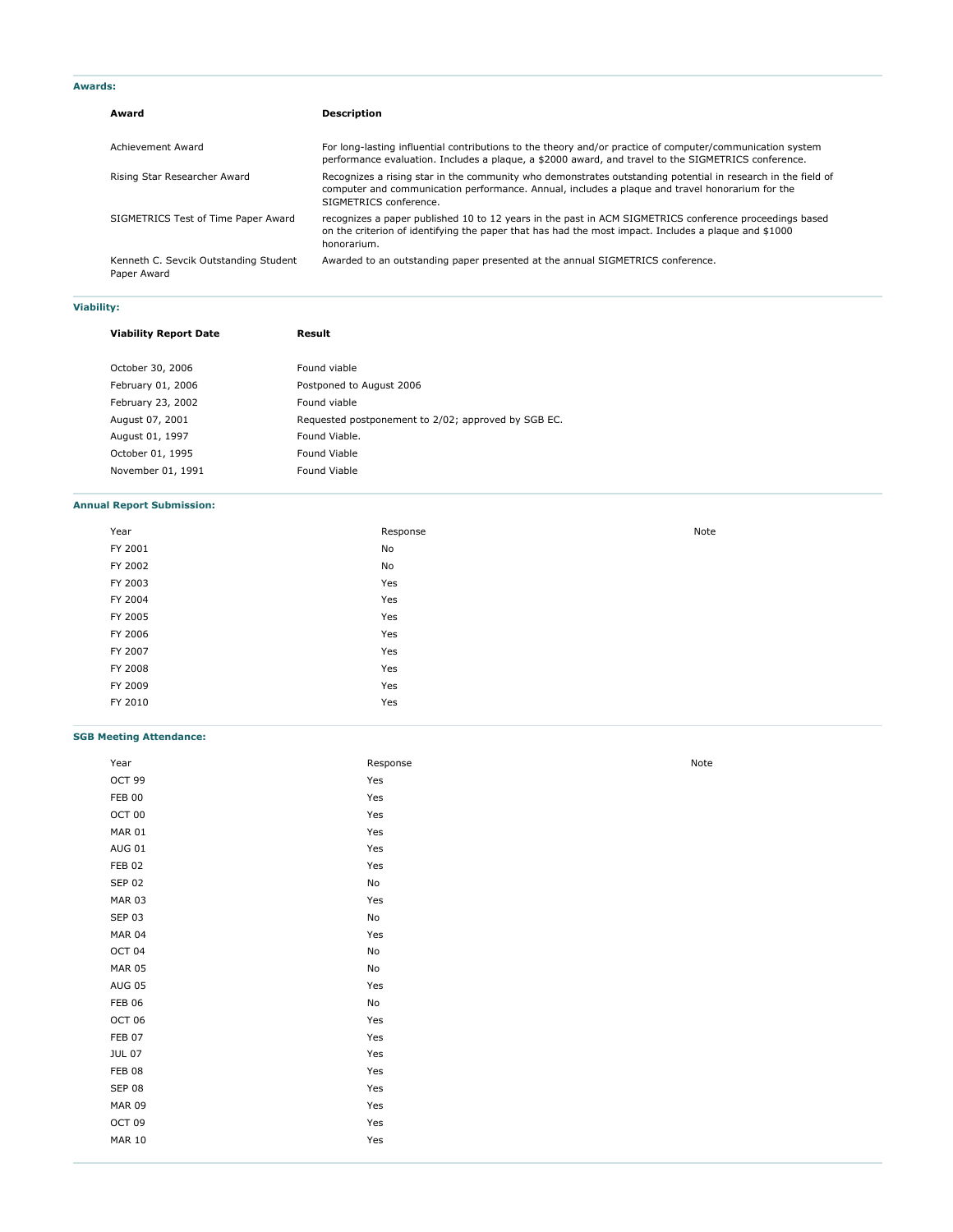### Awards:

| Award | Description |
|---|---|
| Achievement Award | For long-lasting influential contributions to the theory and/or practice of computer/communication system performance evaluation. Includes a plaque, a $2000 award, and travel to the SIGMETRICS conference. |
| Rising Star Researcher Award | Recognizes a rising star in the community who demonstrates outstanding potential in research in the field of computer and communication performance. Annual, includes a plaque and travel honorarium for the SIGMETRICS conference. |
| SIGMETRICS Test of Time Paper Award | recognizes a paper published 10 to 12 years in the past in ACM SIGMETRICS conference proceedings based on the criterion of identifying the paper that has had the most impact. Includes a plaque and $1000 honorarium. |
| Kenneth C. Sevcik Outstanding Student Paper Award | Awarded to an outstanding paper presented at the annual SIGMETRICS conference. |

### Viability:

| Viability Report Date | Result |
|---|---|
| October 30, 2006 | Found viable |
| February 01, 2006 | Postponed to August 2006 |
| February 23, 2002 | Found viable |
| August 07, 2001 | Requested postponement to 2/02; approved by SGB EC. |
| August 01, 1997 | Found Viable. |
| October 01, 1995 | Found Viable |
| November 01, 1991 | Found Viable |

### Annual Report Submission:

| Year | Response | Note |
|---|---|---|
| FY 2001 | No | |
| FY 2002 | No | |
| FY 2003 | Yes | |
| FY 2004 | Yes | |
| FY 2005 | Yes | |
| FY 2006 | Yes | |
| FY 2007 | Yes | |
| FY 2008 | Yes | |
| FY 2009 | Yes | |
| FY 2010 | Yes | |

### SGB Meeting Attendance:

| Year | Response | Note |
|---|---|---|
| OCT 99 | Yes | |
| FEB 00 | Yes | |
| OCT 00 | Yes | |
| MAR 01 | Yes | |
| AUG 01 | Yes | |
| FEB 02 | Yes | |
| SEP 02 | No | |
| MAR 03 | Yes | |
| SEP 03 | No | |
| MAR 04 | Yes | |
| OCT 04 | No | |
| MAR 05 | No | |
| AUG 05 | Yes | |
| FEB 06 | No | |
| OCT 06 | Yes | |
| FEB 07 | Yes | |
| JUL 07 | Yes | |
| FEB 08 | Yes | |
| SEP 08 | Yes | |
| MAR 09 | Yes | |
| OCT 09 | Yes | |
| MAR 10 | Yes | |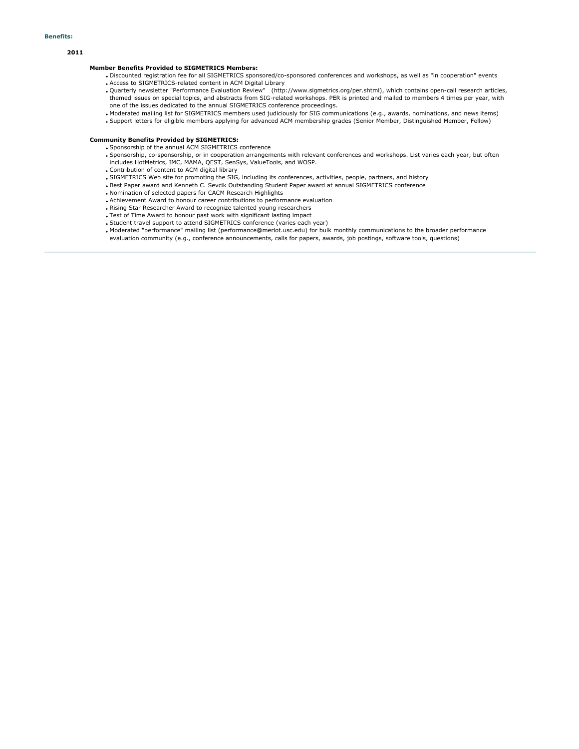**Benefits:**

**2011**

**Member Benefits Provided to SIGMETRICS Members:**

- Discounted registration fee for all SIGMETRICS sponsored/co-sponsored conferences and workshops, as well as "in cooperation" events
- Access to SIGMETRICS-related content in ACM Digital Library
- Quarterly newsletter "Performance Evaluation Review" (http://www.sigmetrics.org/per.shtml), which contains open-call research articles, themed issues on special topics, and abstracts from SIG-related workshops. PER is printed and mailed to members 4 times per year, with one of the issues dedicated to the annual SIGMETRICS conference proceedings.
- Moderated mailing list for SIGMETRICS members used judiciously for SIG communications (e.g., awards, nominations, and news items)
- Support letters for eligible members applying for advanced ACM membership grades (Senior Member, Distinguished Member, Fellow)

**Community Benefits Provided by SIGMETRICS:**

- Sponsorship of the annual ACM SIGMETRICS conference
- Sponsorship, co-sponsorship, or in cooperation arrangements with relevant conferences and workshops. List varies each year, but often includes HotMetrics, IMC, MAMA, QEST, SenSys, ValueTools, and WOSP.
- Contribution of content to ACM digital library
- SIGMETRICS Web site for promoting the SIG, including its conferences, activities, people, partners, and history
- Best Paper award and Kenneth C. Sevcik Outstanding Student Paper award at annual SIGMETRICS conference
- Nomination of selected papers for CACM Research Highlights
- Achievement Award to honour career contributions to performance evaluation
- Rising Star Researcher Award to recognize talented young researchers
- Test of Time Award to honour past work with significant lasting impact
- Student travel support to attend SIGMETRICS conference (varies each year)
- Moderated "performance" mailing list (performance@merlot.usc.edu) for bulk monthly communications to the broader performance evaluation community (e.g., conference announcements, calls for papers, awards, job postings, software tools, questions)